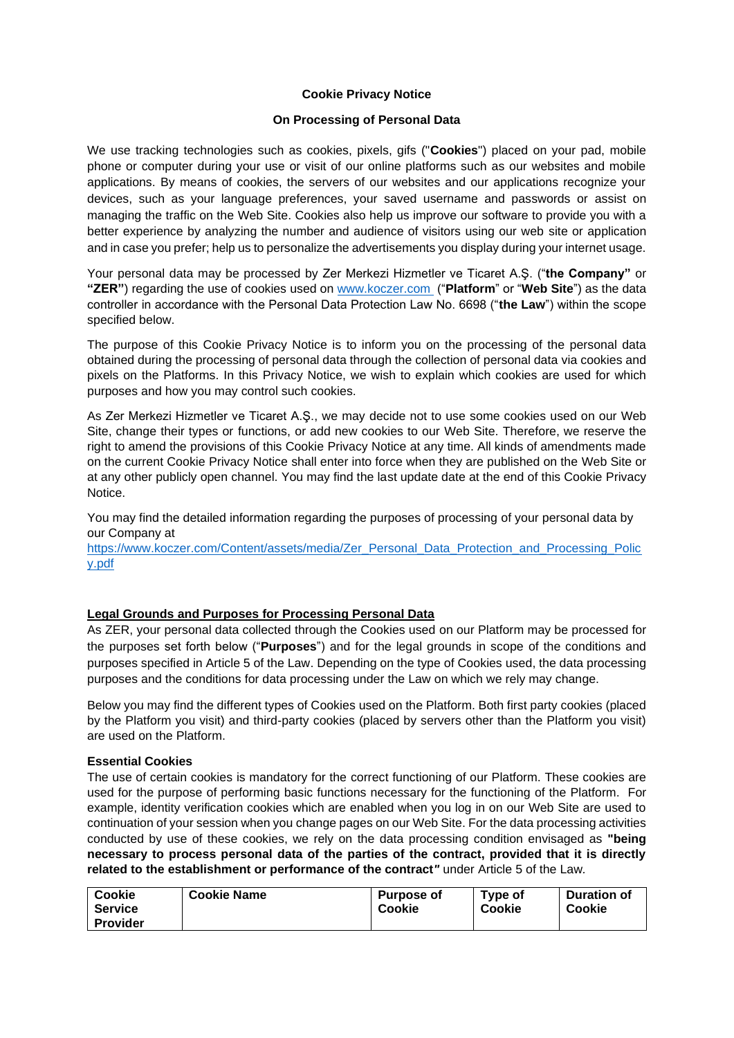# Cookie Privacy Notice

## On Processing of Personal Data

We use tracking technologies such as cookies, pixels, gifs ("**Cookies**") placed on your pad, mobile phone or computer during your use or visit of our online platforms such as our websites and mobile applications. By means of cookies, the servers of our websites and our applications recognize your devices, such as your language preferences, your saved username and passwords or assist on managing the traffic on the Web Site. Cookies also help us improve our software to provide you with a better experience by analyzing the number and audience of visitors using our web site or application and in case you prefer; help us to personalize the advertisements you display during your internet usage.

Your personal data may be processed by Zer Merkezi Hizmetler ve Ticaret A.Ş. ("**the Company"** or **"ZER"**) regarding the use of cookies used on [www.koczer.com](www.koczer.com) ("**Platform**" or "**Web Site**") as the data controller in accordance with the Personal Data Protection Law No. 6698 ("**the Law**") within the scope specified below.

The purpose of this Cookie Privacy Notice is to inform you on the processing of the personal data obtained during the processing of personal data through the collection of personal data via cookies and pixels on the Platforms. In this Privacy Notice, we wish to explain which cookies are used for which purposes and how you may control such cookies.

As Zer Merkezi Hizmetler ve Ticaret A.Ş., we may decide not to use some cookies used on our Web Site, change their types or functions, or add new cookies to our Web Site. Therefore, we reserve the right to amend the provisions of this Cookie Privacy Notice at any time. All kinds of amendments made on the current Cookie Privacy Notice shall enter into force when they are published on the Web Site or at any other publicly open channel. You may find the last update date at the end of this Cookie Privacy Notice.

You may find the detailed information regarding the purposes of processing of your personal data by our Company at
[https://www.koczer.com/Content/assets/media/Zer_Personal_Data_Protection_and_Processing_Policy.pdf](https://www.koczer.com/Content/assets/media/Zer_Personal_Data_Protection_and_Processing_Policy.pdf)

**Legal Grounds and Purposes for Processing Personal Data**

As ZER, your personal data collected through the Cookies used on our Platform may be processed for the purposes set forth below ("**Purposes**") and for the legal grounds in scope of the conditions and purposes specified in Article 5 of the Law. Depending on the type of Cookies used, the data processing purposes and the conditions for data processing under the Law on which we rely may change.

Below you may find the different types of Cookies used on the Platform. Both first party cookies (placed by the Platform you visit) and third-party cookies (placed by servers other than the Platform you visit) are used on the Platform.

**Essential Cookies**

The use of certain cookies is mandatory for the correct functioning of our Platform. These cookies are used for the purpose of performing basic functions necessary for the functioning of the Platform. For example, identity verification cookies which are enabled when you log in on our Web Site are used to continuation of your session when you change pages on our Web Site. For the data processing activities conducted by use of these cookies, we rely on the data processing condition envisaged as **"being necessary to process personal data of the parties of the contract, provided that it is directly related to the establishment or performance of the contract"** under Article 5 of the Law.

| Cookie Service Provider | Cookie Name | Purpose of Cookie | Type of Cookie | Duration of Cookie |
|---|---|---|---|---|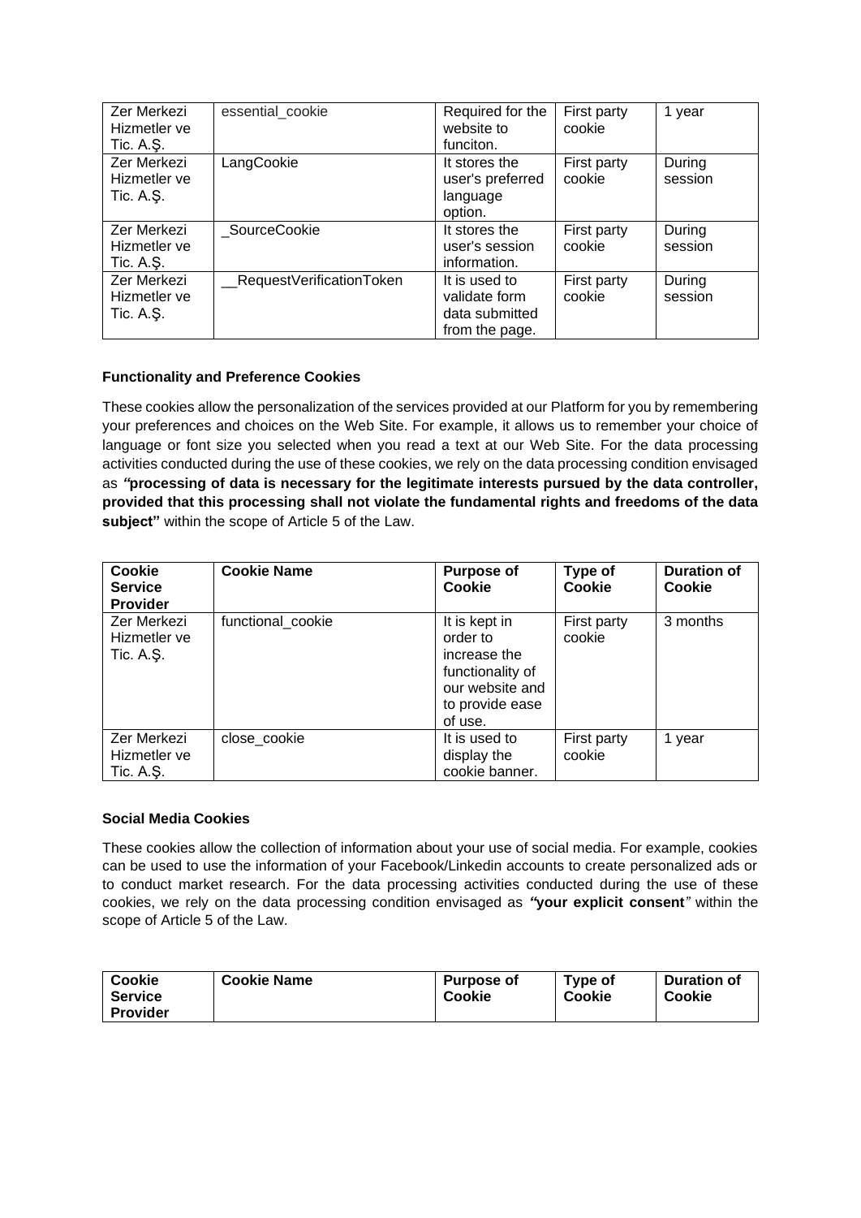| Zer Merkezi Hizmetler ve Tic. A.Ş. | essential_cookie | Required for the website to funciton. | First party cookie | 1 year |
|---|---|---|---|---|
| Zer Merkezi Hizmetler ve Tic. A.Ş. | LangCookie | It stores the user's preferred language option. | First party cookie | During session |
| Zer Merkezi Hizmetler ve Tic. A.Ş. | _SourceCookie | It stores the user's session information. | First party cookie | During session |
| Zer Merkezi Hizmetler ve Tic. A.Ş. | __RequestVerificationToken | It is used to validate form data submitted from the page. | First party cookie | During session |

**Functionality and Preference Cookies**

These cookies allow the personalization of the services provided at our Platform for you by remembering your preferences and choices on the Web Site. For example, it allows us to remember your choice of language or font size you selected when you read a text at our Web Site. For the data processing activities conducted during the use of these cookies, we rely on the data processing condition envisaged as ***"*processing of data is necessary for the legitimate interests pursued by the data controller, provided that this processing shall not violate the fundamental rights and freedoms of the data subject"** within the scope of Article 5 of the Law.

| Cookie Service Provider | Cookie Name | Purpose of Cookie | Type of Cookie | Duration of Cookie |
|---|---|---|---|---|
| Zer Merkezi Hizmetler ve Tic. A.Ş. | functional_cookie | It is kept in order to increase the functionality of our website and to provide ease of use. | First party cookie | 3 months |
| Zer Merkezi Hizmetler ve Tic. A.Ş. | close_cookie | It is used to display the cookie banner. | First party cookie | 1 year |

**Social Media Cookies**

These cookies allow the collection of information about your use of social media. For example, cookies can be used to use the information of your Facebook/Linkedin accounts to create personalized ads or to conduct market research. For the data processing activities conducted during the use of these cookies, we rely on the data processing condition envisaged as ***"*your explicit consent*"*** within the scope of Article 5 of the Law.

| Cookie Service Provider | Cookie Name | Purpose of Cookie | Type of Cookie | Duration of Cookie |
|---|---|---|---|---|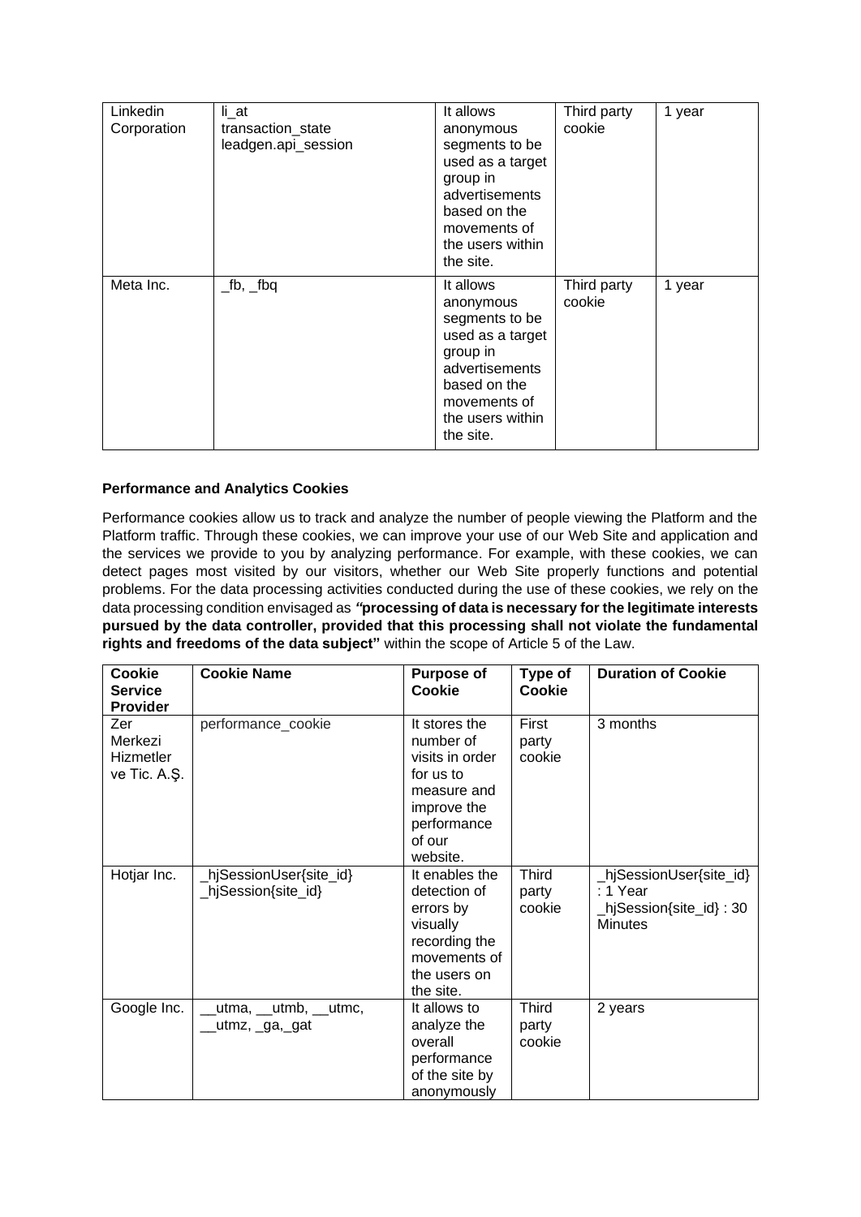| | | | | |
|---|---|---|---|---|
| Linkedin Corporation | li_at transaction_state leadgen.api_session | It allows anonymous segments to be used as a target group in advertisements based on the movements of the users within the site. | Third party cookie | 1 year |
| Meta Inc. | _fb, _fbq | It allows anonymous segments to be used as a target group in advertisements based on the movements of the users within the site. | Third party cookie | 1 year |

**Performance and Analytics Cookies**

Performance cookies allow us to track and analyze the number of people viewing the Platform and the Platform traffic. Through these cookies, we can improve your use of our Web Site and application and the services we provide to you by analyzing performance. For example, with these cookies, we can detect pages most visited by our visitors, whether our Web Site properly functions and potential problems. For the data processing activities conducted during the use of these cookies, we rely on the data processing condition envisaged as ***"processing of data is necessary for the legitimate interests pursued by the data controller, provided that this processing shall not violate the fundamental rights and freedoms of the data subject"*** within the scope of Article 5 of the Law.

| Cookie Service Provider | Cookie Name | Purpose of Cookie | Type of Cookie | Duration of Cookie |
|---|---|---|---|---|
| Zer Merkezi Hizmetler ve Tic. A.Ş. | performance_cookie | It stores the number of visits in order for us to measure and improve the performance of our website. | First party cookie | 3 months |
| Hotjar Inc. | _hjSessionUser{site_id} _hjSession{site_id} | It enables the detection of errors by visually recording the movements of the users on the site. | Third party cookie | _hjSessionUser{site_id} : 1 Year _hjSession{site_id} : 30 Minutes |
| Google Inc. | __utma, __utmb, __utmc, __utmz, _ga,_gat | It allows to analyze the overall performance of the site by anonymously | Third party cookie | 2 years |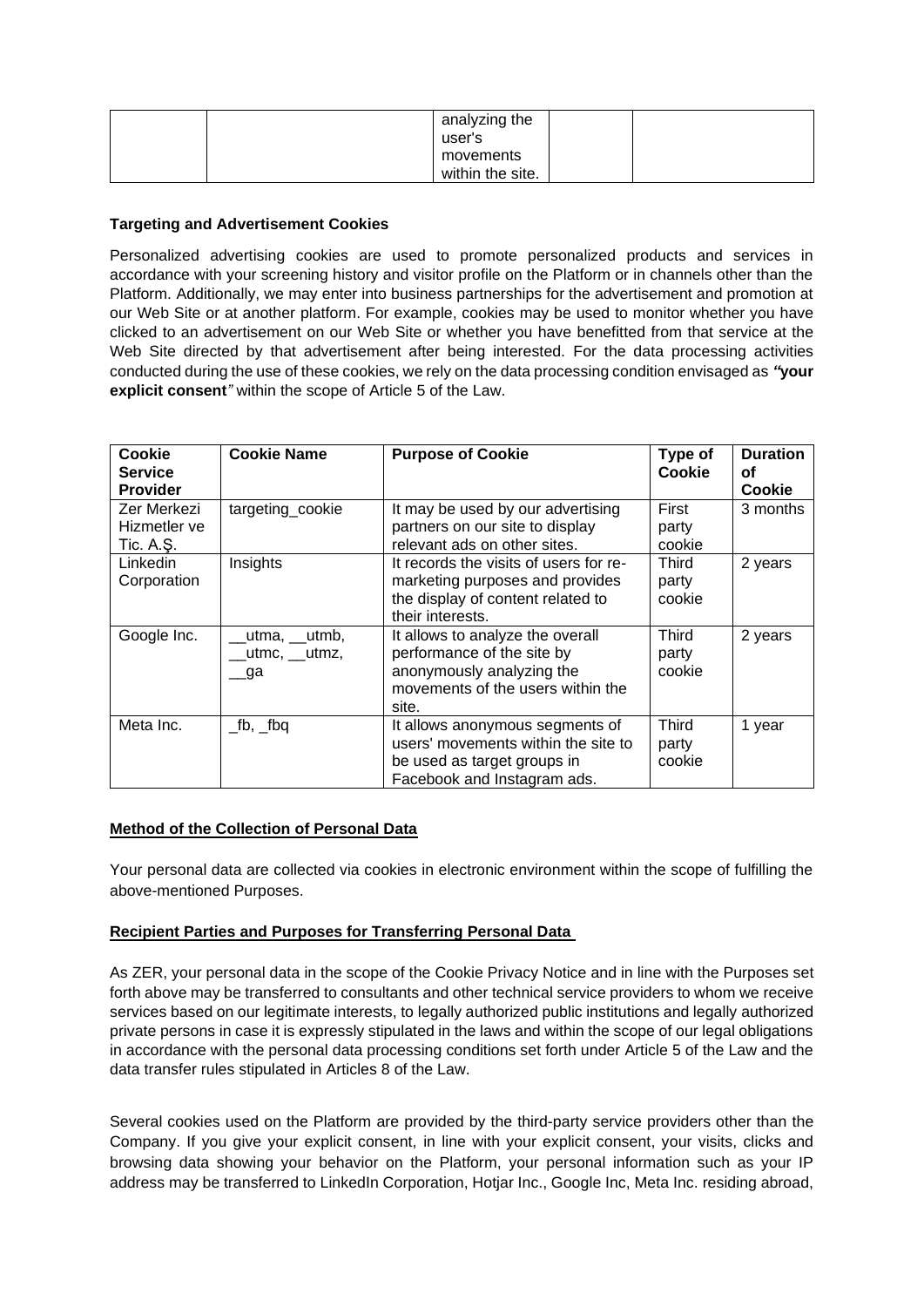| | | analyzing the user's movements within the site. | | |
|---|---|---|---|---|

**Targeting and Advertisement Cookies**

Personalized advertising cookies are used to promote personalized products and services in accordance with your screening history and visitor profile on the Platform or in channels other than the Platform. Additionally, we may enter into business partnerships for the advertisement and promotion at our Web Site or at another platform. For example, cookies may be used to monitor whether you have clicked to an advertisement on our Web Site or whether you have benefitted from that service at the Web Site directed by that advertisement after being interested. For the data processing activities conducted during the use of these cookies, we rely on the data processing condition envisaged as ***"your explicit consent"*** within the scope of Article 5 of the Law.

| **Cookie Service Provider** | **Cookie Name** | **Purpose of Cookie** | **Type of Cookie** | **Duration of Cookie** |
|---|---|---|---|---|
| Zer Merkezi Hizmetler ve Tic. A.Ş. | targeting_cookie | It may be used by our advertising partners on our site to display relevant ads on other sites. | First party cookie | 3 months |
| Linkedin Corporation | Insights | It records the visits of users for re-marketing purposes and provides the display of content related to their interests. | Third party cookie | 2 years |
| Google Inc. | __utma, __utmb, __utmc, __utmz, __ga | It allows to analyze the overall performance of the site by anonymously analyzing the movements of the users within the site. | Third party cookie | 2 years |
| Meta Inc. | _fb, _fbq | It allows anonymous segments of users' movements within the site to be used as target groups in Facebook and Instagram ads. | Third party cookie | 1 year |

**Method of the Collection of Personal Data**

Your personal data are collected via cookies in electronic environment within the scope of fulfilling the above-mentioned Purposes.

**Recipient Parties and Purposes for Transferring Personal Data**

As ZER, your personal data in the scope of the Cookie Privacy Notice and in line with the Purposes set forth above may be transferred to consultants and other technical service providers to whom we receive services based on our legitimate interests, to legally authorized public institutions and legally authorized private persons in case it is expressly stipulated in the laws and within the scope of our legal obligations in accordance with the personal data processing conditions set forth under Article 5 of the Law and the data transfer rules stipulated in Articles 8 of the Law.

Several cookies used on the Platform are provided by the third-party service providers other than the Company. If you give your explicit consent, in line with your explicit consent, your visits, clicks and browsing data showing your behavior on the Platform, your personal information such as your IP address may be transferred to LinkedIn Corporation, Hotjar Inc., Google Inc, Meta Inc. residing abroad,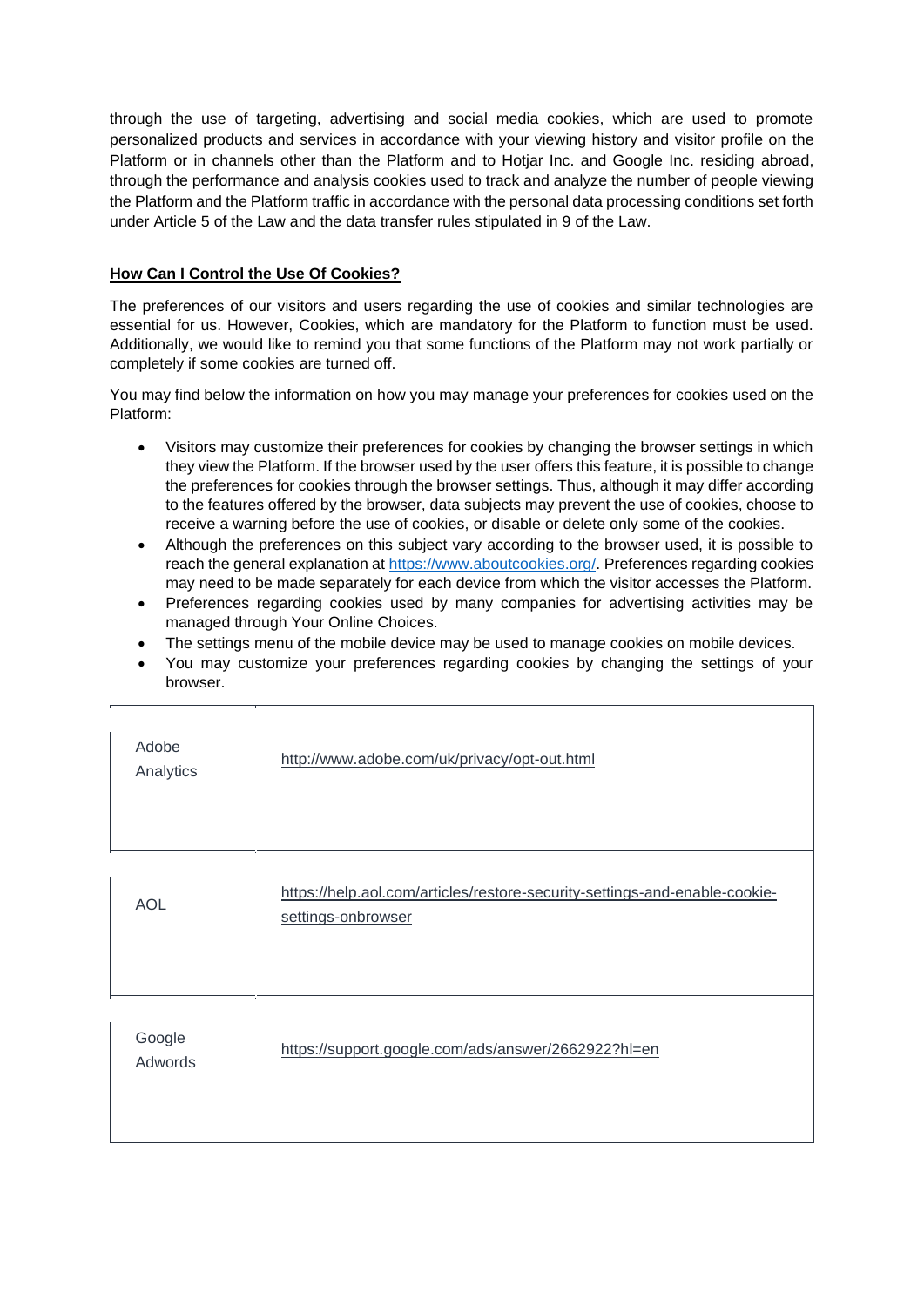through the use of targeting, advertising and social media cookies, which are used to promote personalized products and services in accordance with your viewing history and visitor profile on the Platform or in channels other than the Platform and to Hotjar Inc. and Google Inc. residing abroad, through the performance and analysis cookies used to track and analyze the number of people viewing the Platform and the Platform traffic in accordance with the personal data processing conditions set forth under Article 5 of the Law and the data transfer rules stipulated in 9 of the Law.

**How Can I Control the Use Of Cookies?**

The preferences of our visitors and users regarding the use of cookies and similar technologies are essential for us. However, Cookies, which are mandatory for the Platform to function must be used. Additionally, we would like to remind you that some functions of the Platform may not work partially or completely if some cookies are turned off.

You may find below the information on how you may manage your preferences for cookies used on the Platform:

- Visitors may customize their preferences for cookies by changing the browser settings in which they view the Platform. If the browser used by the user offers this feature, it is possible to change the preferences for cookies through the browser settings. Thus, although it may differ according to the features offered by the browser, data subjects may prevent the use of cookies, choose to receive a warning before the use of cookies, or disable or delete only some of the cookies.
- Although the preferences on this subject vary according to the browser used, it is possible to reach the general explanation at https://www.aboutcookies.org/. Preferences regarding cookies may need to be made separately for each device from which the visitor accesses the Platform.
- Preferences regarding cookies used by many companies for advertising activities may be managed through Your Online Choices.
- The settings menu of the mobile device may be used to manage cookies on mobile devices.
- You may customize your preferences regarding cookies by changing the settings of your browser.

| | |
|---|---|
| Adobe Analytics | http://www.adobe.com/uk/privacy/opt-out.html |
| AOL | https://help.aol.com/articles/restore-security-settings-and-enable-cookie-settings-onbrowser |
| Google Adwords | https://support.google.com/ads/answer/2662922?hl=en |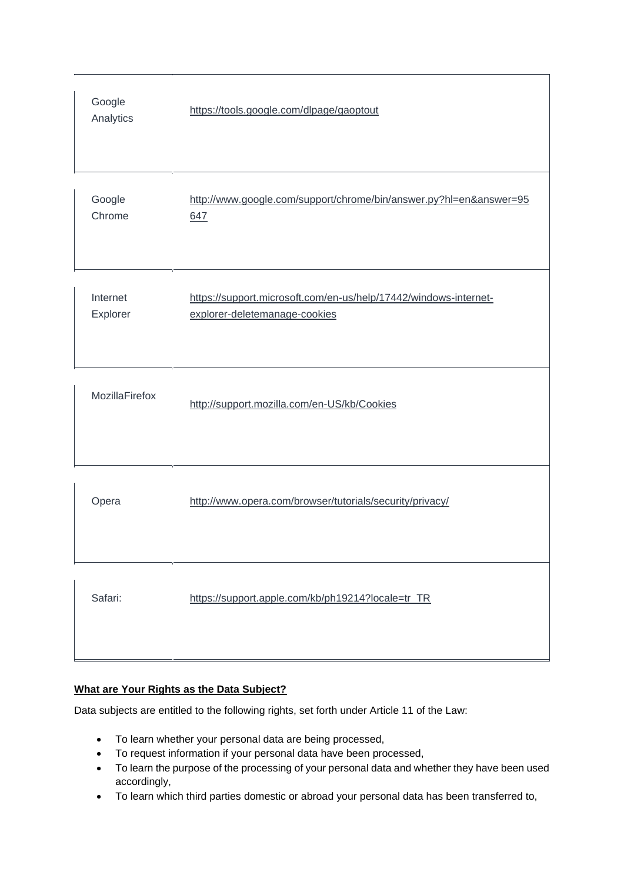| | |
|---|---|
| Google Analytics | https://tools.google.com/dlpage/gaoptout |
| Google Chrome | http://www.google.com/support/chrome/bin/answer.py?hl=en&answer=95647 |
| Internet Explorer | https://support.microsoft.com/en-us/help/17442/windows-internet-explorer-deletemanage-cookies |
| MozillaFirefox | http://support.mozilla.com/en-US/kb/Cookies |
| Opera | http://www.opera.com/browser/tutorials/security/privacy/ |
| Safari: | https://support.apple.com/kb/ph19214?locale=tr_TR |

**What are Your Rights as the Data Subject?**

Data subjects are entitled to the following rights, set forth under Article 11 of the Law:

- To learn whether your personal data are being processed,
- To request information if your personal data have been processed,
- To learn the purpose of the processing of your personal data and whether they have been used accordingly,
- To learn which third parties domestic or abroad your personal data has been transferred to,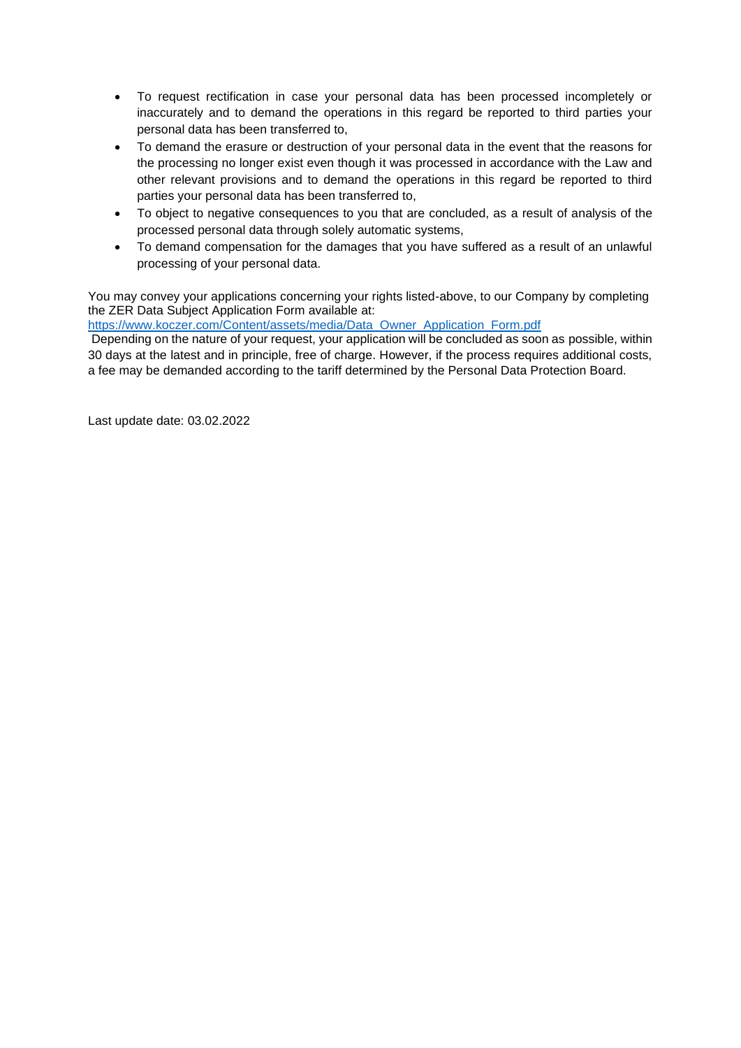- To request rectification in case your personal data has been processed incompletely or inaccurately and to demand the operations in this regard be reported to third parties your personal data has been transferred to,
- To demand the erasure or destruction of your personal data in the event that the reasons for the processing no longer exist even though it was processed in accordance with the Law and other relevant provisions and to demand the operations in this regard be reported to third parties your personal data has been transferred to,
- To object to negative consequences to you that are concluded, as a result of analysis of the processed personal data through solely automatic systems,
- To demand compensation for the damages that you have suffered as a result of an unlawful processing of your personal data.

You may convey your applications concerning your rights listed-above, to our Company by completing the ZER Data Subject Application Form available at:
[https://www.koczer.com/Content/assets/media/Data_Owner_Application_Form.pdf](https://www.koczer.com/Content/assets/media/Data_Owner_Application_Form.pdf)
Depending on the nature of your request, your application will be concluded as soon as possible, within 30 days at the latest and in principle, free of charge. However, if the process requires additional costs, a fee may be demanded according to the tariff determined by the Personal Data Protection Board.

Last update date: 03.02.2022